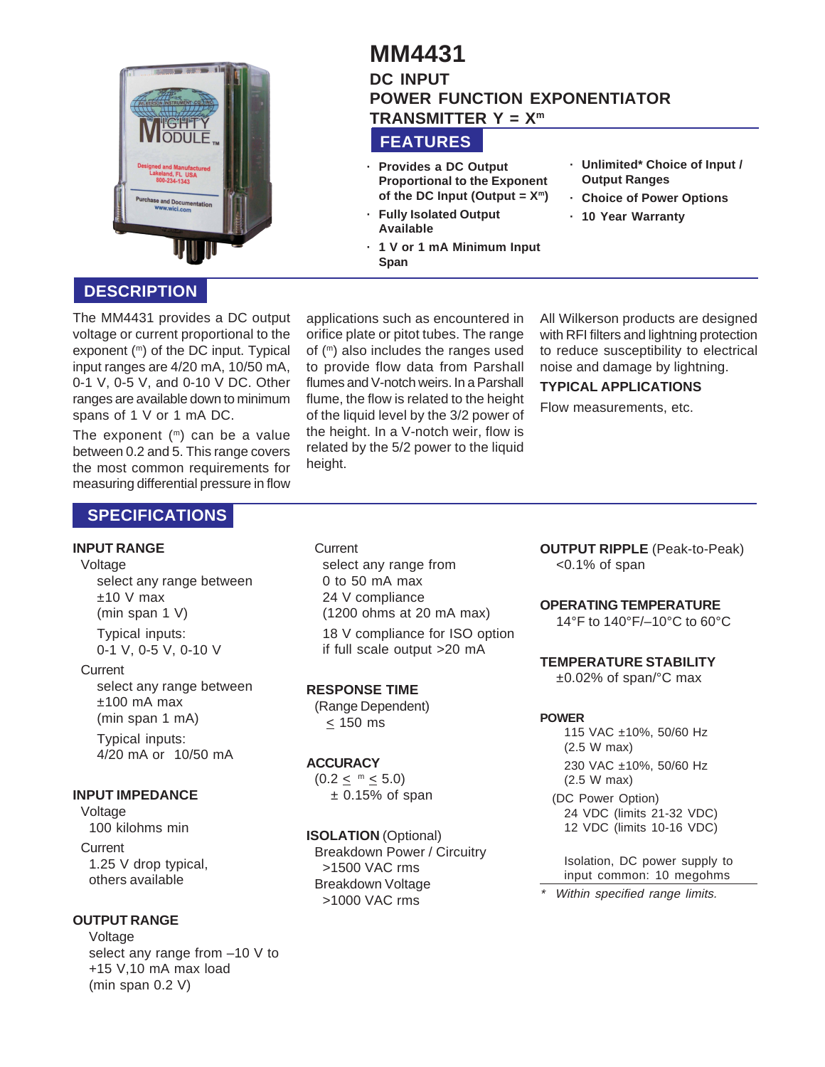# MM4431

## DC INPUT POWER FUNCTION EXPONENTIATOR TRANSMITTER $Y = X^m$

## FEATURES

- Provides a DC Output Proportional to the Exponent of the DC Input (Output = $X^m$)
- Fully Isolated Output Available
- 1 V or 1 mA Minimum Input Span
- Unlimited* Choice of Input / Output Ranges
- Choice of Power Options
- 10 Year Warranty

## DESCRIPTION

The MM4431 provides a DC output voltage or current proportional to the exponent ($^m$) of the DC input. Typical input ranges are 4/20 mA, 10/50 mA, 0-1 V, 0-5 V, and 0-10 V DC. Other ranges are available down to minimum spans of 1 V or 1 mA DC.

The exponent ($^m$) can be a value between 0.2 and 5. This range covers the most common requirements for measuring differential pressure in flow applications such as encountered in orifice plate or pitot tubes. The range of ($^m$) also includes the ranges used to provide flow data from Parshall flumes and V-notch weirs. In a Parshall flume, the flow is related to the height of the liquid level by the 3/2 power of the height. In a V-notch weir, flow is related by the 5/2 power to the liquid height.

All Wilkerson products are designed with RFI filters and lightning protection to reduce susceptibility to electrical noise and damage by lightning.

### TYPICAL APPLICATIONS

Flow measurements, etc.

## SPECIFICATIONS

**INPUT RANGE**

Voltage
select any range between ±10 V max
(min span 1 V)
Typical inputs:
0-1 V, 0-5 V, 0-10 V

Current
select any range between ±100 mA max
(min span 1 mA)
Typical inputs:
4/20 mA or 10/50 mA

**INPUT IMPEDANCE**

Voltage
100 kilohms min

Current
1.25 V drop typical, others available

**OUTPUT RANGE**

Voltage
select any range from –10 V to +15 V,10 mA max load
(min span 0.2 V)

Current
select any range from 0 to 50 mA max
24 V compliance
(1200 ohms at 20 mA max)
18 V compliance for ISO option if full scale output >20 mA

**RESPONSE TIME**

(Range Dependent)
≤ 150 ms

**ACCURACY**

($0.2 \leq {}^m \leq 5.0$)
± 0.15% of span

**ISOLATION** (Optional)

Breakdown Power / Circuitry
>1500 VAC rms
Breakdown Voltage
>1000 VAC rms

**OUTPUT RIPPLE** (Peak-to-Peak)

<0.1% of span

**OPERATING TEMPERATURE**

14°F to 140°F/–10°C to 60°C

**TEMPERATURE STABILITY**

±0.02% of span/°C max

**POWER**

115 VAC ±10%, 50/60 Hz
(2.5 W max)
230 VAC ±10%, 50/60 Hz
(2.5 W max)

(DC Power Option)
24 VDC (limits 21-32 VDC)
12 VDC (limits 10-16 VDC)

Isolation, DC power supply to input common: 10 megohms

* *Within specified range limits.*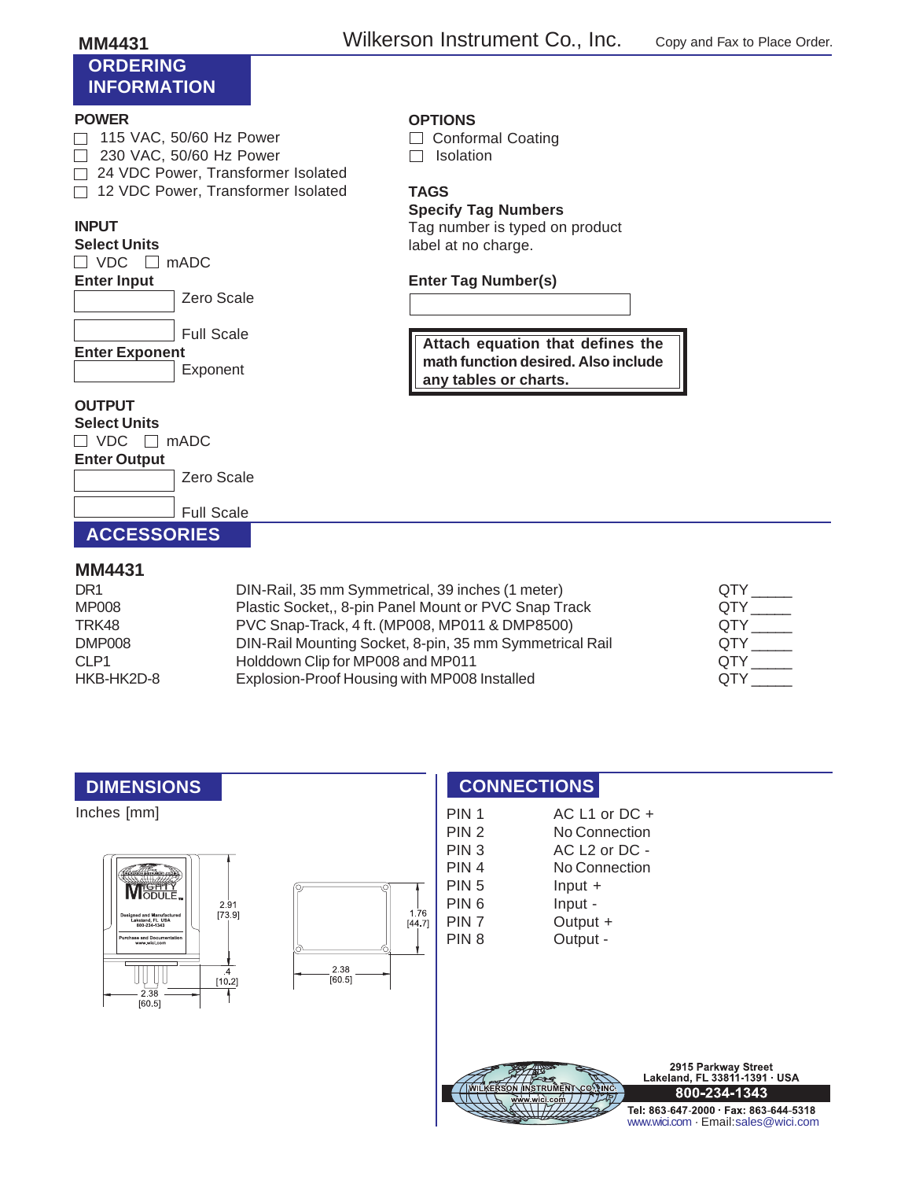MM4431 Wilkerson Instrument Co., Inc. Copy and Fax to Place Order.

## ORDERING INFORMATION

### POWER

- ☐ 115 VAC, 50/60 Hz Power
- ☐ 230 VAC, 50/60 Hz Power
- ☐ 24 VDC Power, Transformer Isolated
- ☐ 12 VDC Power, Transformer Isolated

### INPUT

**Select Units**

☐ VDC ☐ mADC

**Enter Input**

\_\_\_\_\_\_\_\_ Zero Scale

\_\_\_\_\_\_\_\_ Full Scale

**Enter Exponent**

\_\_\_\_\_\_\_\_ Exponent

### OUTPUT

**Select Units**

☐ VDC ☐ mADC

**Enter Output**

\_\_\_\_\_\_\_\_ Zero Scale

\_\_\_\_\_\_\_\_ Full Scale

### OPTIONS

- ☐ Conformal Coating
- ☐ Isolation

### TAGS

**Specify Tag Numbers**

Tag number is typed on product label at no charge.

**Enter Tag Number(s)**

\_\_\_\_\_\_\_\_\_\_\_\_\_\_\_\_

**Attach equation that defines the math function desired. Also include any tables or charts.**

## ACCESSORIES

### MM4431

| | | |
|---|---|---|
| DR1 | DIN-Rail, 35 mm Symmetrical, 39 inches (1 meter) | QTY \_\_\_\_\_ |
| MP008 | Plastic Socket,, 8-pin Panel Mount or PVC Snap Track | QTY \_\_\_\_\_ |
| TRK48 | PVC Snap-Track, 4 ft. (MP008, MP011 & DMP8500) | QTY \_\_\_\_\_ |
| DMP008 | DIN-Rail Mounting Socket, 8-pin, 35 mm Symmetrical Rail | QTY \_\_\_\_\_ |
| CLP1 | Holddown Clip for MP008 and MP011 | QTY \_\_\_\_\_ |
| HKB-HK2D-8 | Explosion-Proof Housing with MP008 Installed | QTY \_\_\_\_\_ |

## DIMENSIONS

Inches [mm]

2.91 [73.9]

.4 [10.2]

2.38 [60.5]

1.76 [44.7]

2.38 [60.5]

## CONNECTIONS

| | |
|---|---|
| PIN 1 | AC L1 or DC + |
| PIN 2 | No Connection |
| PIN 3 | AC L2 or DC - |
| PIN 4 | No Connection |
| PIN 5 | Input + |
| PIN 6 | Input - |
| PIN 7 | Output + |
| PIN 8 | Output - |

WILKERSON INSTRUMENT CO., INC.
www.wici.com

2915 Parkway Street
Lakeland, FL 33811-1391 · USA
800-234-1343
Tel: 863-647-2000 · Fax: 863-644-5318
www.wici.com · Email:sales@wici.com